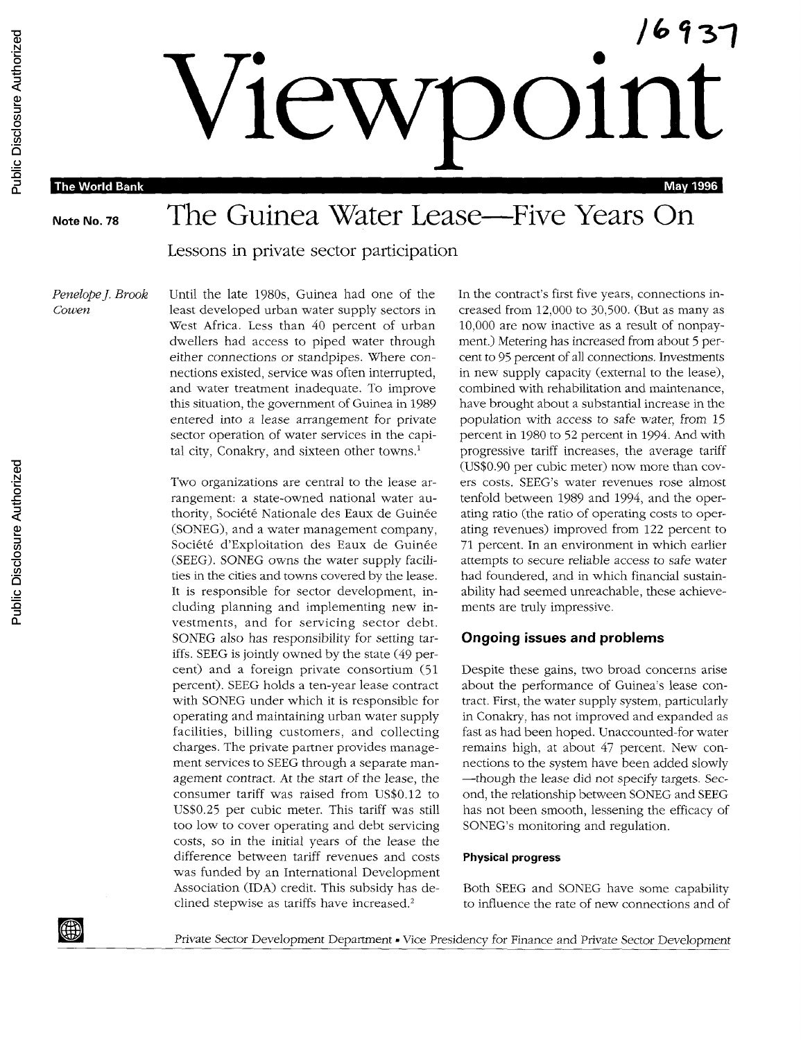# Viewpoint

**The World Bank** — May 1996

**Note No. 78**

## The Guinea Water Lease—Five Years On

Lessons in private sector participation

*Penelope J. Brook Cowen*

Until the late 1980s, Guinea had one of the least developed urban water supply sectors in West Africa. Less than 40 percent of urban dwellers had access to piped water through either connections or standpipes. Where connections existed, service was often interrupted, and water treatment inadequate. To improve this situation, the government of Guinea in 1989 entered into a lease arrangement for private sector operation of water services in the capital city, Conakry, and sixteen other towns.[1]

Two organizations are central to the lease arrangement: a state-owned national water authority, Société Nationale des Eaux de Guinée (SONEG), and a water management company, Société d'Exploitation des Eaux de Guinée (SEEG). SONEG owns the water supply facilities in the cities and towns covered by the lease. It is responsible for sector development, including planning and implementing new investments, and for servicing sector debt. SONEG also has responsibility for setting tariffs. SEEG is jointly owned by the state (49 percent) and a foreign private consortium (51 percent). SEEG holds a ten-year lease contract with SONEG under which it is responsible for operating and maintaining urban water supply facilities, billing customers, and collecting charges. The private partner provides management services to SEEG through a separate management contract. At the start of the lease, the consumer tariff was raised from US$0.12 to US$0.25 per cubic meter. This tariff was still too low to cover operating and debt servicing costs, so in the initial years of the lease the difference between tariff revenues and costs was funded by an International Development Association (IDA) credit. This subsidy has declined stepwise as tariffs have increased.[2]

In the contract's first five years, connections increased from 12,000 to 30,500. (But as many as 10,000 are now inactive as a result of nonpayment.) Metering has increased from about 5 percent to 95 percent of all connections. Investments in new supply capacity (external to the lease), combined with rehabilitation and maintenance, have brought about a substantial increase in the population with access to safe water, from 15 percent in 1980 to 52 percent in 1994. And with progressive tariff increases, the average tariff (US$0.90 per cubic meter) now more than covers costs. SEEG's water revenues rose almost tenfold between 1989 and 1994, and the operating ratio (the ratio of operating costs to operating revenues) improved from 122 percent to 71 percent. In an environment in which earlier attempts to secure reliable access to safe water had foundered, and in which financial sustainability had seemed unreachable, these achievements are truly impressive.

### Ongoing issues and problems

Despite these gains, two broad concerns arise about the performance of Guinea's lease contract. First, the water supply system, particularly in Conakry, has not improved and expanded as fast as had been hoped. Unaccounted-for water remains high, at about 47 percent. New connections to the system have been added slowly—though the lease did not specify targets. Second, the relationship between SONEG and SEEG has not been smooth, lessening the efficacy of SONEG's monitoring and regulation.

#### Physical progress

Both SEEG and SONEG have some capability to influence the rate of new connections and of

Private Sector Development Department • Vice Presidency for Finance and Private Sector Development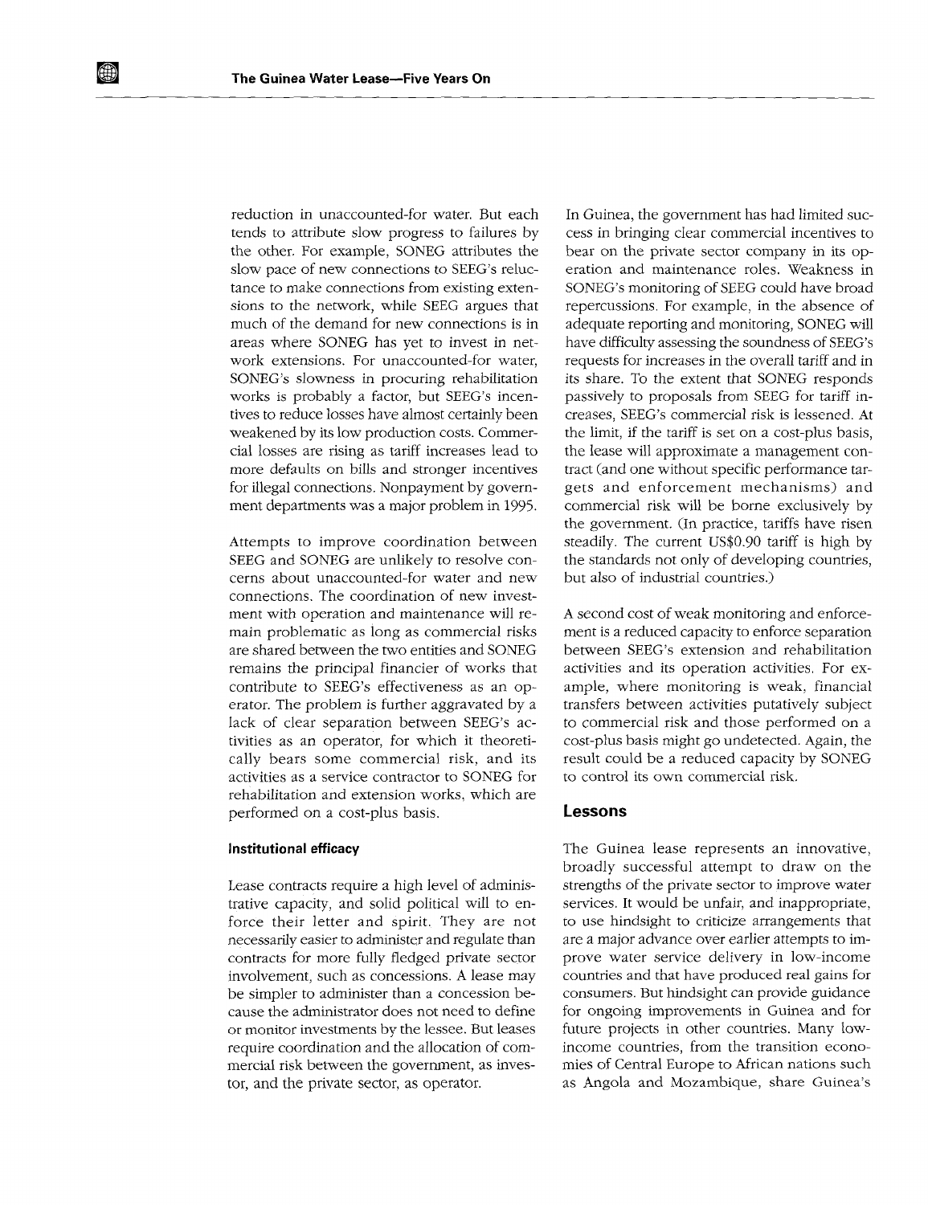reduction in unaccounted-for water. But each tends to attribute slow progress to failures by the other. For example, SONEG attributes the slow pace of new connections to SEEG's reluctance to make connections from existing extensions to the network, while SEEG argues that much of the demand for new connections is in areas where SONEG has yet to invest in network extensions. For unaccounted-for water, SONEG's slowness in procuring rehabilitation works is probably a factor, but SEEG's incentives to reduce losses have almost certainly been weakened by its low production costs. Commercial losses are rising as tariff increases lead to more defaults on bills and stronger incentives for illegal connections. Nonpayment by government departments was a major problem in 1995.

Attempts to improve coordination between SEEG and SONEG are unlikely to resolve concerns about unaccounted-for water and new connections. The coordination of new investment with operation and maintenance will remain problematic as long as commercial risks are shared between the two entities and SONEG remains the principal financier of works that contribute to SEEG's effectiveness as an operator. The problem is further aggravated by a lack of clear separation between SEEG's activities as an operator, for which it theoretically bears some commercial risk, and its activities as a service contractor to SONEG for rehabilitation and extension works, which are performed on a cost-plus basis.

#### Institutional efficacy

Lease contracts require a high level of administrative capacity, and solid political will to enforce their letter and spirit. They are not necessarily easier to administer and regulate than contracts for more fully fledged private sector involvement, such as concessions. A lease may be simpler to administer than a concession because the administrator does not need to define or monitor investments by the lessee. But leases require coordination and the allocation of commercial risk between the government, as investor, and the private sector, as operator.

In Guinea, the government has had limited success in bringing clear commercial incentives to bear on the private sector company in its operation and maintenance roles. Weakness in SONEG's monitoring of SEEG could have broad repercussions. For example, in the absence of adequate reporting and monitoring, SONEG will have difficulty assessing the soundness of SEEG's requests for increases in the overall tariff and in its share. To the extent that SONEG responds passively to proposals from SEEG for tariff increases, SEEG's commercial risk is lessened. At the limit, if the tariff is set on a cost-plus basis, the lease will approximate a management contract (and one without specific performance targets and enforcement mechanisms) and commercial risk will be borne exclusively by the government. (In practice, tariffs have risen steadily. The current US$0.90 tariff is high by the standards not only of developing countries, but also of industrial countries.)

A second cost of weak monitoring and enforcement is a reduced capacity to enforce separation between SEEG's extension and rehabilitation activities and its operation activities. For example, where monitoring is weak, financial transfers between activities putatively subject to commercial risk and those performed on a cost-plus basis might go undetected. Again, the result could be a reduced capacity by SONEG to control its own commercial risk.

### Lessons

The Guinea lease represents an innovative, broadly successful attempt to draw on the strengths of the private sector to improve water services. It would be unfair, and inappropriate, to use hindsight to criticize arrangements that are a major advance over earlier attempts to improve water service delivery in low-income countries and that have produced real gains for consumers. But hindsight can provide guidance for ongoing improvements in Guinea and for future projects in other countries. Many low-income countries, from the transition economies of Central Europe to African nations such as Angola and Mozambique, share Guinea's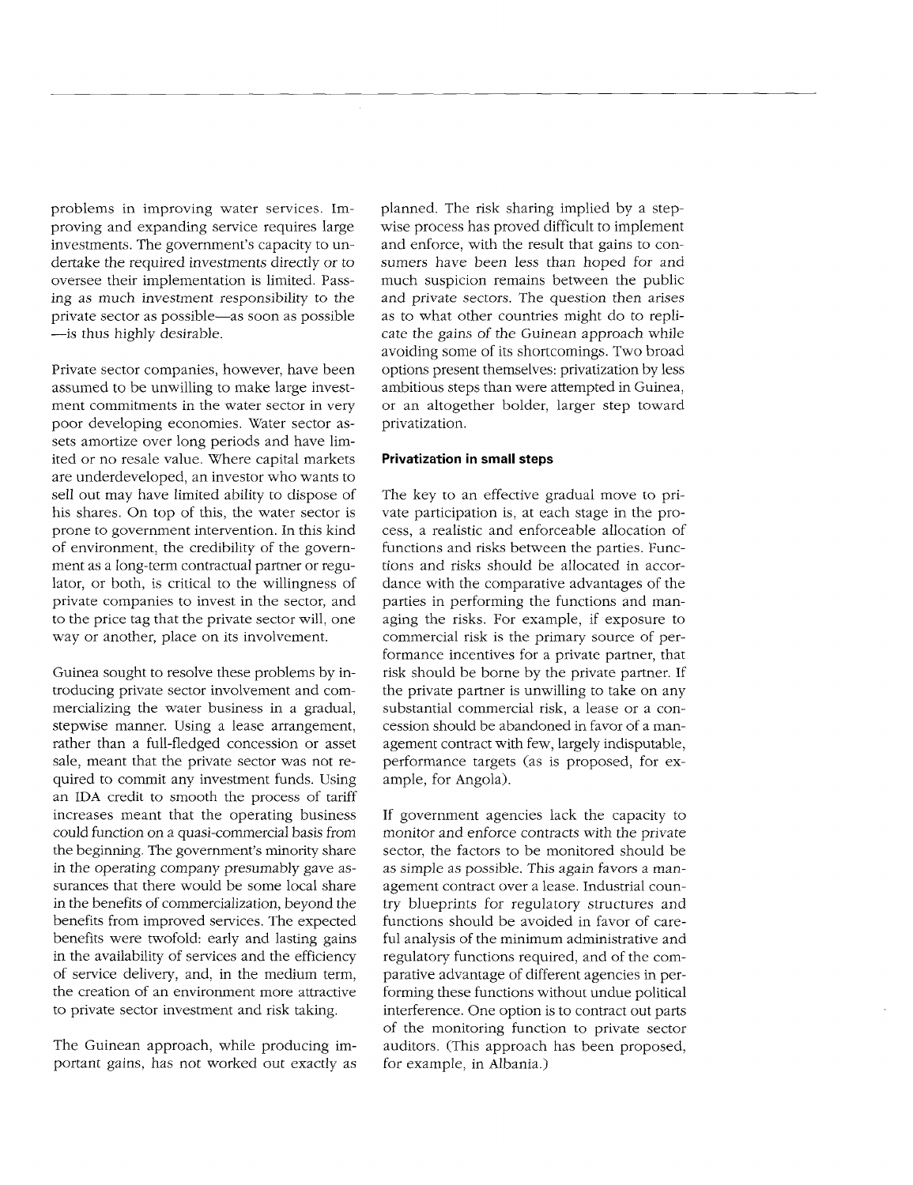problems in improving water services. Improving and expanding service requires large investments. The government's capacity to undertake the required investments directly or to oversee their implementation is limited. Passing as much investment responsibility to the private sector as possible—as soon as possible—is thus highly desirable.

Private sector companies, however, have been assumed to be unwilling to make large investment commitments in the water sector in very poor developing economies. Water sector assets amortize over long periods and have limited or no resale value. Where capital markets are underdeveloped, an investor who wants to sell out may have limited ability to dispose of his shares. On top of this, the water sector is prone to government intervention. In this kind of environment, the credibility of the government as a long-term contractual partner or regulator, or both, is critical to the willingness of private companies to invest in the sector, and to the price tag that the private sector will, one way or another, place on its involvement.

Guinea sought to resolve these problems by introducing private sector involvement and commercializing the water business in a gradual, stepwise manner. Using a lease arrangement, rather than a full-fledged concession or asset sale, meant that the private sector was not required to commit any investment funds. Using an IDA credit to smooth the process of tariff increases meant that the operating business could function on a quasi-commercial basis from the beginning. The government's minority share in the operating company presumably gave assurances that there would be some local share in the benefits of commercialization, beyond the benefits from improved services. The expected benefits were twofold: early and lasting gains in the availability of services and the efficiency of service delivery, and, in the medium term, the creation of an environment more attractive to private sector investment and risk taking.

The Guinean approach, while producing important gains, has not worked out exactly as planned. The risk sharing implied by a stepwise process has proved difficult to implement and enforce, with the result that gains to consumers have been less than hoped for and much suspicion remains between the public and private sectors. The question then arises as to what other countries might do to replicate the gains of the Guinean approach while avoiding some of its shortcomings. Two broad options present themselves: privatization by less ambitious steps than were attempted in Guinea, or an altogether bolder, larger step toward privatization.

### Privatization in small steps

The key to an effective gradual move to private participation is, at each stage in the process, a realistic and enforceable allocation of functions and risks between the parties. Functions and risks should be allocated in accordance with the comparative advantages of the parties in performing the functions and managing the risks. For example, if exposure to commercial risk is the primary source of performance incentives for a private partner, that risk should be borne by the private partner. If the private partner is unwilling to take on any substantial commercial risk, a lease or a concession should be abandoned in favor of a management contract with few, largely indisputable, performance targets (as is proposed, for example, for Angola).

If government agencies lack the capacity to monitor and enforce contracts with the private sector, the factors to be monitored should be as simple as possible. This again favors a management contract over a lease. Industrial country blueprints for regulatory structures and functions should be avoided in favor of careful analysis of the minimum administrative and regulatory functions required, and of the comparative advantage of different agencies in performing these functions without undue political interference. One option is to contract out parts of the monitoring function to private sector auditors. (This approach has been proposed, for example, in Albania.)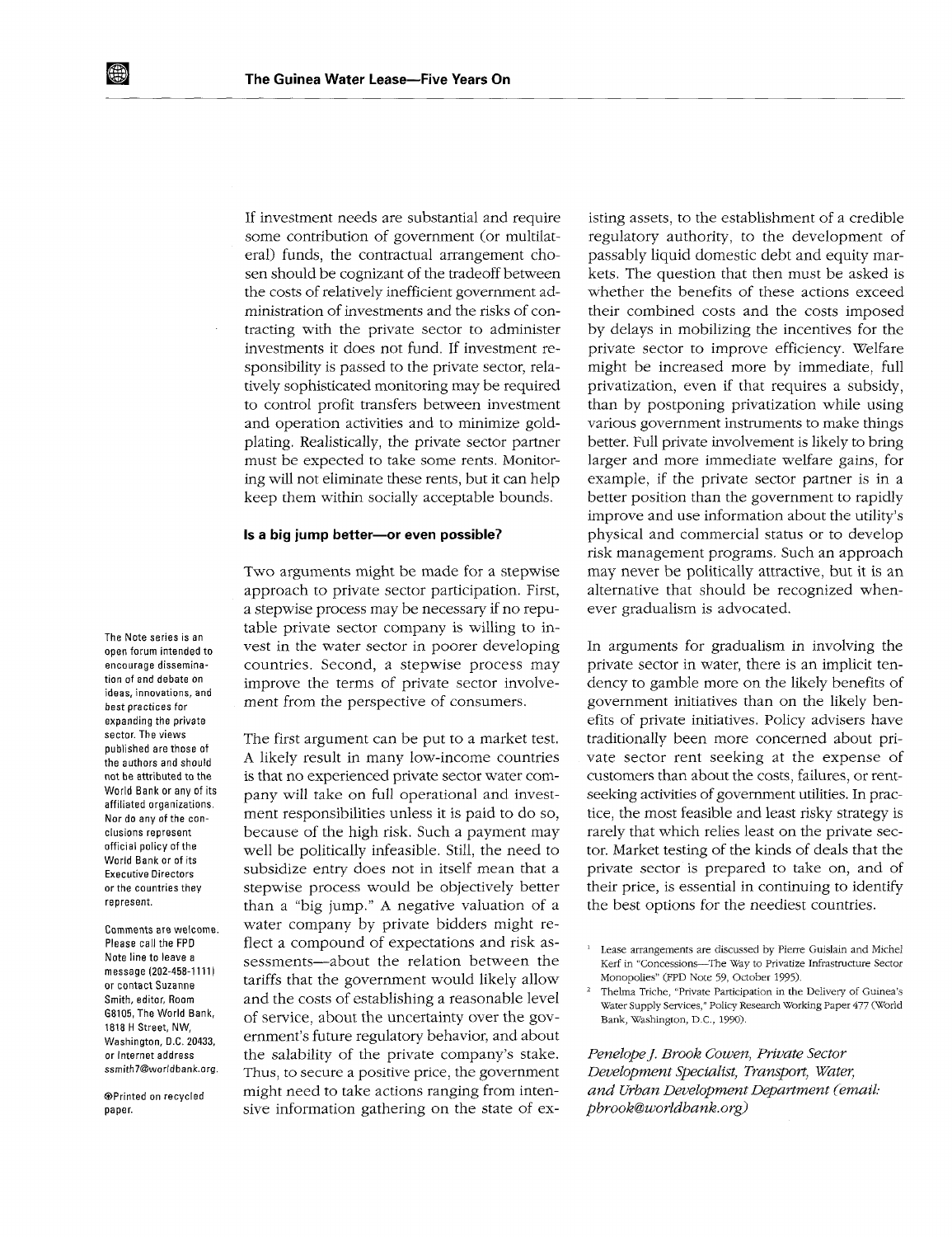If investment needs are substantial and require some contribution of government (or multilateral) funds, the contractual arrangement chosen should be cognizant of the tradeoff between the costs of relatively inefficient government administration of investments and the risks of contracting with the private sector to administer investments it does not fund. If investment responsibility is passed to the private sector, relatively sophisticated monitoring may be required to control profit transfers between investment and operation activities and to minimize goldplating. Realistically, the private sector partner must be expected to take some rents. Monitoring will not eliminate these rents, but it can help keep them within socially acceptable bounds.

### Is a big jump better—or even possible?

Two arguments might be made for a stepwise approach to private sector participation. First, a stepwise process may be necessary if no reputable private sector company is willing to invest in the water sector in poorer developing countries. Second, a stepwise process may improve the terms of private sector involvement from the perspective of consumers.

The first argument can be put to a market test. A likely result in many low-income countries is that no experienced private sector water company will take on full operational and investment responsibilities unless it is paid to do so, because of the high risk. Such a payment may well be politically infeasible. Still, the need to subsidize entry does not in itself mean that a stepwise process would be objectively better than a "big jump." A negative valuation of a water company by private bidders might reflect a compound of expectations and risk assessments—about the relation between the tariffs that the government would likely allow and the costs of establishing a reasonable level of service, about the uncertainty over the government's future regulatory behavior, and about the salability of the private company's stake. Thus, to secure a positive price, the government might need to take actions ranging from intensive information gathering on the state of existing assets, to the establishment of a credible regulatory authority, to the development of passably liquid domestic debt and equity markets. The question that then must be asked is whether the benefits of these actions exceed their combined costs and the costs imposed by delays in mobilizing the incentives for the private sector to improve efficiency. Welfare might be increased more by immediate, full privatization, even if that requires a subsidy, than by postponing privatization while using various government instruments to make things better. Full private involvement is likely to bring larger and more immediate welfare gains, for example, if the private sector partner is in a better position than the government to rapidly improve and use information about the utility's physical and commercial status or to develop risk management programs. Such an approach may never be politically attractive, but it is an alternative that should be recognized whenever gradualism is advocated.

In arguments for gradualism in involving the private sector in water, there is an implicit tendency to gamble more on the likely benefits of government initiatives than on the likely benefits of private initiatives. Policy advisers have traditionally been more concerned about private sector rent seeking at the expense of customers than about the costs, failures, or rent-seeking activities of government utilities. In practice, the most feasible and least risky strategy is rarely that which relies least on the private sector. Market testing of the kinds of deals that the private sector is prepared to take on, and of their price, is essential in continuing to identify the best options for the neediest countries.

[1] Lease arrangements are discussed by Pierre Guislain and Michel Kerf in "Concessions—The Way to Privatize Infrastructure Sector Monopolies" (FPD Note 59, October 1995).

[2] Thelma Triche, "Private Participation in the Delivery of Guinea's Water Supply Services," Policy Research Working Paper 477 (World Bank, Washington, D.C., 1990).

*Penelope J. Brook Cowen, Private Sector Development Specialist, Transport, Water, and Urban Development Department (email: pbrook@worldbank.org)*

The Note series is an open forum intended to encourage dissemination of and debate on ideas, innovations, and best practices for expanding the private sector. The views published are those of the authors and should not be attributed to the World Bank or any of its affiliated organizations. Nor do any of the conclusions represent official policy of the World Bank or of its Executive Directors or the countries they represent.

Comments are welcome. Please call the FPD Note line to leave a message (202-458-1111) or contact Suzanne Smith, editor, Room G8105, The World Bank, 1818 H Street, NW, Washington, D.C. 20433, or Internet address ssmith7@worldbank.org.

Printed on recycled paper.